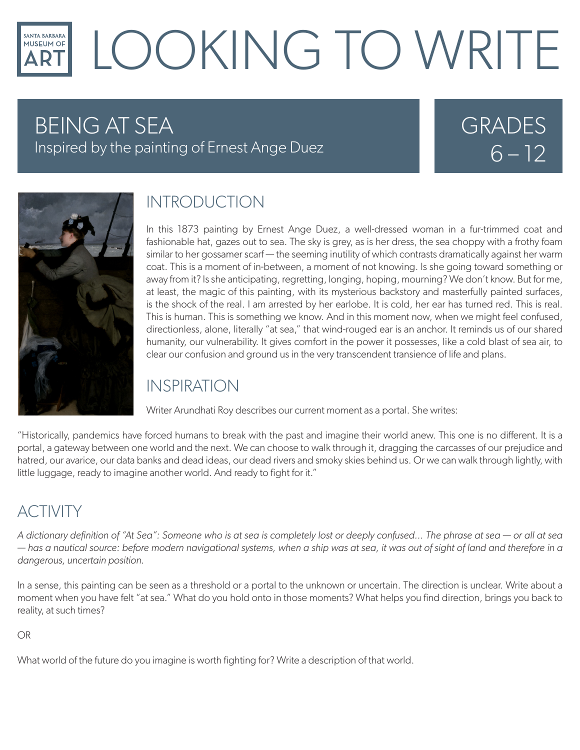# LOOKING TO WRITE

## BEING AT SEA

Inspired by the painting of Ernest Ange Duez

GRADES 6 – 12

## INTRODUCTION

In this 1873 painting by Ernest Ange Duez, a well-dressed woman in a fur-trimmed coat and fashionable hat, gazes out to sea. The sky is grey, as is her dress, the sea choppy with a frothy foam similar to her gossamer scarf — the seeming inutility of which contrasts dramatically against her warm coat. This is a moment of in-between, a moment of not knowing. Is she going toward something or away from it? Is she anticipating, regretting, longing, hoping, mourning? We don't know. But for me, at least, the magic of this painting, with its mysterious backstory and masterfully painted surfaces, is the shock of the real. I am arrested by her earlobe. It is cold, her ear has turned red. This is real. This is human. This is something we know. And in this moment now, when we might feel confused, directionless, alone, literally "at sea," that wind-rouged ear is an anchor. It reminds us of our shared humanity, our vulnerability. It gives comfort in the power it possesses, like a cold blast of sea air, to clear our confusion and ground us in the very transcendent transience of life and plans.

## INSPIRATION

Writer Arundhati Roy describes our current moment as a portal. She writes:

"Historically, pandemics have forced humans to break with the past and imagine their world anew. This one is no different. It is a portal, a gateway between one world and the next. We can choose to walk through it, dragging the carcasses of our prejudice and hatred, our avarice, our data banks and dead ideas, our dead rivers and smoky skies behind us. Or we can walk through lightly, with little luggage, ready to imagine another world. And ready to fight for it."

## ACTIVITY

*A dictionary definition of "At Sea": Someone who is at sea is completely lost or deeply confused... The phrase at sea — or all at sea — has a nautical source: before modern navigational systems, when a ship was at sea, it was out of sight of land and therefore in a dangerous, uncertain position.*

In a sense, this painting can be seen as a threshold or a portal to the unknown or uncertain. The direction is unclear. Write about a moment when you have felt "at sea." What do you hold onto in those moments? What helps you find direction, brings you back to reality, at such times?

OR

What world of the future do you imagine is worth fighting for? Write a description of that world.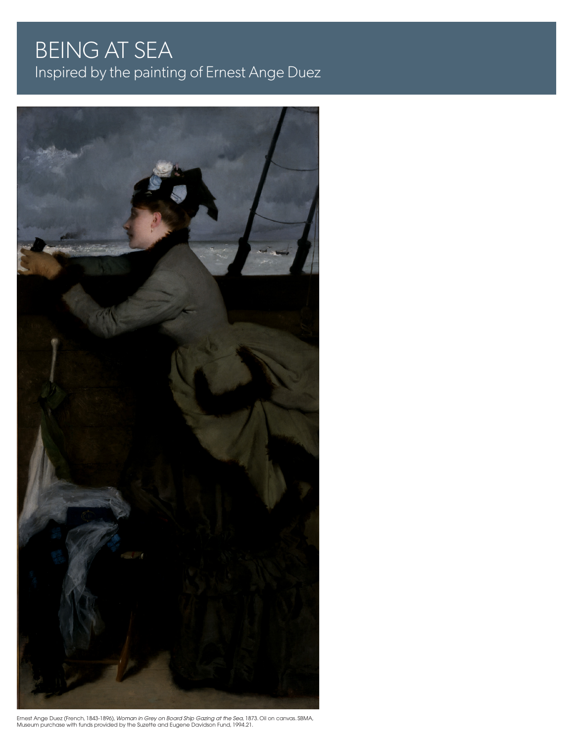# BEING AT SEA

Inspired by the painting of Ernest Ange Duez

Ernest Ange Duez (French, 1843-1896), *Woman in Grey on Board Ship Gazing at the Sea*, 1873. Oil on canvas. SBMA, Museum purchase with funds provided by the Suzette and Eugene Davidson Fund, 1994.21.